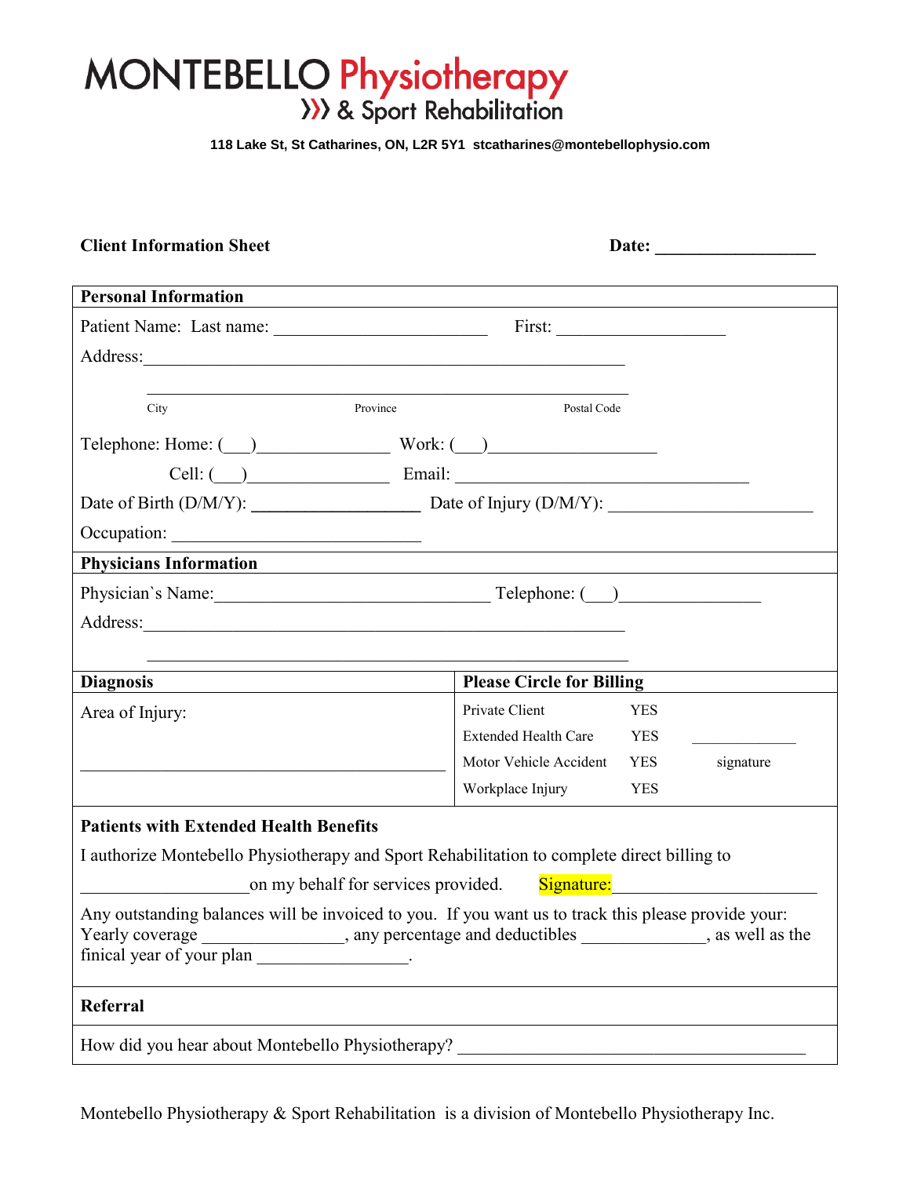# MONTEBELLO Physiotherapy
## ››› & Sport Rehabilitation

**118 Lake St, St Catharines, ON, L2R 5Y1  stcatharines@montebellophysio.com**

**Client Information Sheet** **Date: ___________________**

**Personal Information**

Patient Name: Last name: _________________________ First: ____________________

Address: _________________________________________________________

_________________________________________________________

City Province Postal Code

Telephone: Home: (___)_______________ Work: (___)___________________

Cell: (___)________________ Email: __________________________________

Date of Birth (D/M/Y): ____________________ Date of Injury (D/M/Y): ________________________

Occupation: ______________________________

**Physicians Information**

Physician`s Name: _________________________________ Telephone: (___)________________

Address: _________________________________________________________

_________________________________________________________

| **Diagnosis** | **Please Circle for Billing** | | |
|---|---|---|---|
| Area of Injury: | Private Client | YES | |
| | Extended Health Care | YES | _____________ |
| ____________________________________________ | Motor Vehicle Accident | YES | signature |
| | Workplace Injury | YES | |

**Patients with Extended Health Benefits**

I authorize Montebello Physiotherapy and Sport Rehabilitation to complete direct billing to ___________________ on my behalf for services provided. Signature: _______________________

Any outstanding balances will be invoiced to you. If you want us to track this please provide your: Yearly coverage ________________, any percentage and deductibles ______________, as well as the finical year of your plan _________________.

**Referral**

How did you hear about Montebello Physiotherapy? ________________________________________

Montebello Physiotherapy & Sport Rehabilitation is a division of Montebello Physiotherapy Inc.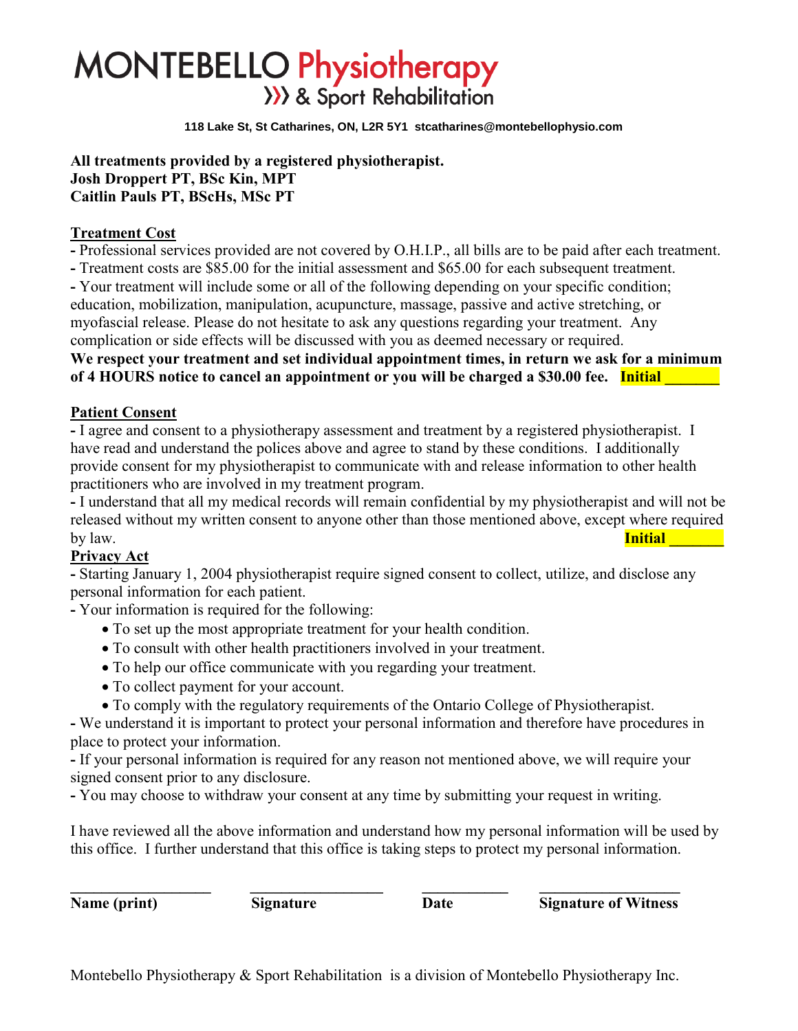# MONTEBELLO Physiotherapy
## ››› & Sport Rehabilitation

**118 Lake St, St Catharines, ON, L2R 5Y1 stcatharines@montebellophysio.com**

**All treatments provided by a registered physiotherapist.**
**Josh Droppert PT, BSc Kin, MPT**
**Caitlin Pauls PT, BScHs, MSc PT**

**Treatment Cost**

- Professional services provided are not covered by O.H.I.P., all bills are to be paid after each treatment.
- Treatment costs are $85.00 for the initial assessment and $65.00 for each subsequent treatment.
- Your treatment will include some or all of the following depending on your specific condition; education, mobilization, manipulation, acupuncture, massage, passive and active stretching, or myofascial release. Please do not hesitate to ask any questions regarding your treatment. Any complication or side effects will be discussed with you as deemed necessary or required.

**We respect your treatment and set individual appointment times, in return we ask for a minimum of 4 HOURS notice to cancel an appointment or you will be charged a $30.00 fee. Initial _______**

**Patient Consent**

- I agree and consent to a physiotherapy assessment and treatment by a registered physiotherapist. I have read and understand the polices above and agree to stand by these conditions. I additionally provide consent for my physiotherapist to communicate with and release information to other health practitioners who are involved in my treatment program.
- I understand that all my medical records will remain confidential by my physiotherapist and will not be released without my written consent to anyone other than those mentioned above, except where required by law. **Initial _______**

**Privacy Act**

- Starting January 1, 2004 physiotherapist require signed consent to collect, utilize, and disclose any personal information for each patient.
- Your information is required for the following:
  - To set up the most appropriate treatment for your health condition.
  - To consult with other health practitioners involved in your treatment.
  - To help our office communicate with you regarding your treatment.
  - To collect payment for your account.
  - To comply with the regulatory requirements of the Ontario College of Physiotherapist.
- We understand it is important to protect your personal information and therefore have procedures in place to protect your information.
- If your personal information is required for any reason not mentioned above, we will require your signed consent prior to any disclosure.
- You may choose to withdraw your consent at any time by submitting your request in writing.

I have reviewed all the above information and understand how my personal information will be used by this office. I further understand that this office is taking steps to protect my personal information.

| | | | |
|---|---|---|---|
| ____________________ | ____________________ | ____________ | ____________________ |
| **Name (print)** | **Signature** | **Date** | **Signature of Witness** |

Montebello Physiotherapy & Sport Rehabilitation is a division of Montebello Physiotherapy Inc.